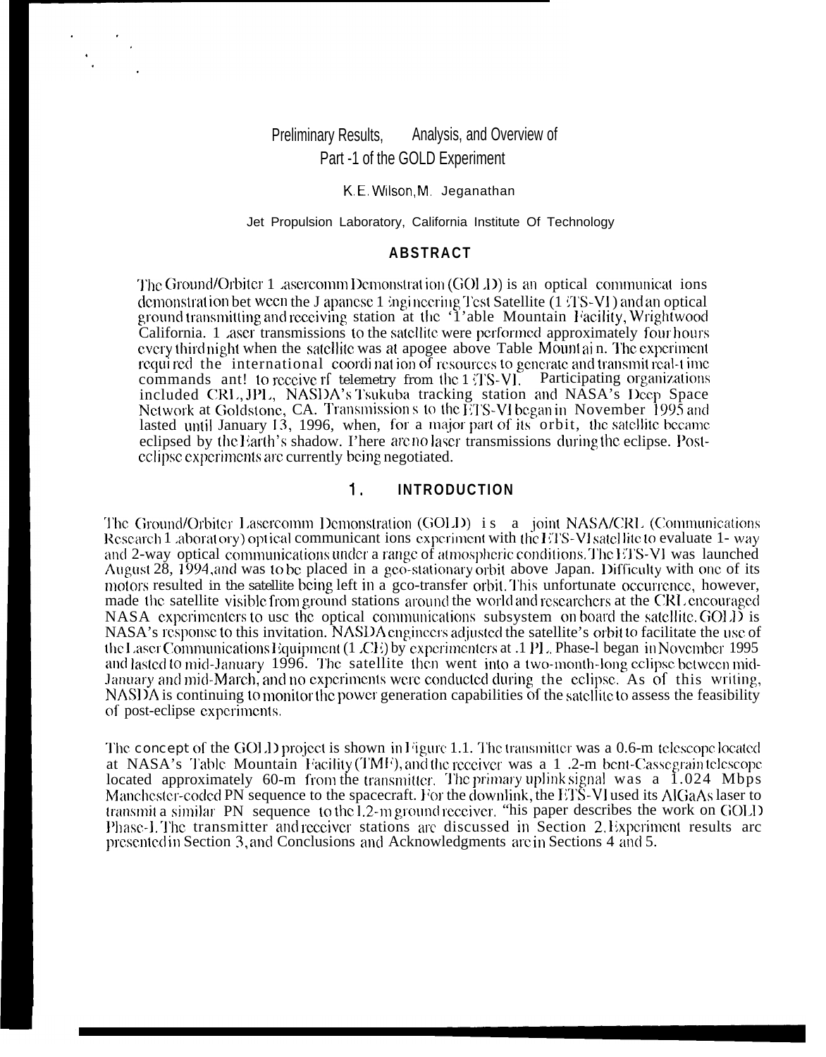# Preliminary Results, Analysis, and Overview of Part -1 of the GOLD Experiment

K.E. Wilson, M. Jeganathan

Jet Propulsion Laboratory, California Institute Of Technology

## ABSTRACT

The Ground/Orbiter Lasercomm Demonstration (GOLD) is an optical communications demonstration between the Japanese Engineering Test Satellite (ETS-VI) and an optical ground transmitting and receiving station at the Table Mountain Facility, Wrightwood California. Laser transmissions to the satellite were performed approximately four hours every third night when the satellite was at apogee above Table Mountain. The experiment required the international coordination of resources to generate and transmit real-time commands and to receive rf telemetry from the ETS-VI. Participating organizations included CRL, JPL, NASDA's Tsukuba tracking station and NASA's Deep Space Network at Goldstone, CA. Transmissions to the ETS-VI began in November 1995 and lasted until January 13, 1996, when, for a major part of its orbit, the satellite became eclipsed by the Earth's shadow. There are no laser transmissions during the eclipse. Post-eclipse experiments are currently being negotiated.

## 1. INTRODUCTION

The Ground/Orbiter Lasercomm Demonstration (GOLD) is a joint NASA/CRL (Communications Research Laboratory) optical communications experiment with the ETS-VI satellite to evaluate 1-way and 2-way optical communications under a range of atmospheric conditions. The ETS-VI was launched August 28, 1994, and was to be placed in a geo-stationary orbit above Japan. Difficulty with one of its motors resulted in the satellite being left in a geo-transfer orbit. This unfortunate occurrence, however, made the satellite visible from ground stations around the world and researchers at the CRL encouraged NASA experimenters to use the optical communications subsystem on board the satellite. GOLD is NASA's response to this invitation. NASDA engineers adjusted the satellite's orbit to facilitate the use of the Laser Communications Equipment (LCE) by experimenters at JPL. Phase-I began in November 1995 and lasted to mid-January 1996. The satellite then went into a two-month-long eclipse between mid-January and mid-March, and no experiments were conducted during the eclipse. As of this writing, NASDA is continuing to monitor the power generation capabilities of the satellite to assess the feasibility of post-eclipse experiments.

The concept of the GOLD project is shown in Figure 1.1. The transmitter was a 0.6-m telescope located at NASA's Table Mountain Facility (TMF), and the receiver was a 1.2-m bent-Cassegrain telescope located approximately 60-m from the transmitter. The primary uplink signal was a 1.024 Mbps Manchester-coded PN sequence to the spacecraft. For the downlink, the ETS-VI used its AlGaAs laser to transmit a similar PN sequence to the 1.2-m ground receiver. This paper describes the work on GOLD Phase-I. The transmitter and receiver stations are discussed in Section 2, Experiment results are presented in Section 3, and Conclusions and Acknowledgments are in Sections 4 and 5.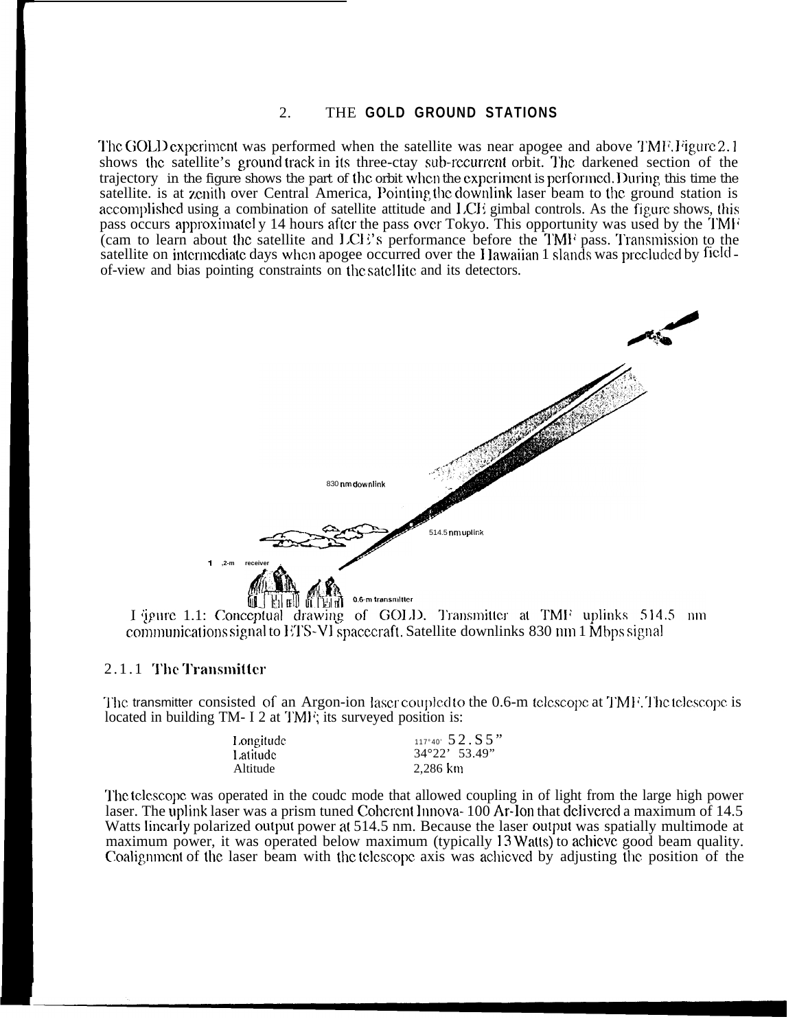## 2. THE GOLD GROUND STATIONS

The GOLD experiment was performed when the satellite was near apogee and above TMF. Figure 2.1 shows the satellite's ground track in its three-day sub-recurrent orbit. The darkened section of the trajectory in the figure shows the part of the orbit when the experiment is performed. During this time the satellite. is at zenith over Central America, Pointing the downlink laser beam to the ground station is accomplished using a combination of satellite attitude and LCE gimbal controls. As the figure shows, this pass occurs approximatel y 14 hours after the pass over Tokyo. This opportunity was used by the TMF (cam to learn about the satellite and LCE's performance before the TMF pass. Transmission to the satellite on intermediate days when apogee occurred over the Hawaiian 1 slands was precluded by field - of-view and bias pointing constraints on the satellite and its detectors.

830 nm downlink

514.5 nm uplink

1 .2-m receiver

0.6-m transmitter

Figure 1.1: Conceptual drawing of GOLD. Transmitter at TMF uplinks 514.5 nm communications signal to ETS-VI spacecraft. Satellite downlinks 830 nm 1 Mbps signal

### 2.1.1 The Transmitter

The transmitter consisted of an Argon-ion laser coupled to the 0.6-m telescope at TMF. The telescope is located in building TM- I 2 at TMF; its surveyed position is:

| | |
|---|---|
| Longitude | 117°40' 52.S5" |
| Latitude | 34°22' 53.49" |
| Altitude | 2,286 km |

The telescope was operated in the coude mode that allowed coupling in of light from the large high power laser. The uplink laser was a prism tuned Coherent Innova- 100 Ar-Ion that delivered a maximum of 14.5 Watts linearly polarized output power at 514.5 nm. Because the laser output was spatially multimode at maximum power, it was operated below maximum (typically 13 Watts) to achieve good beam quality. Coalignment of the laser beam with the telescope axis was achieved by adjusting the position of the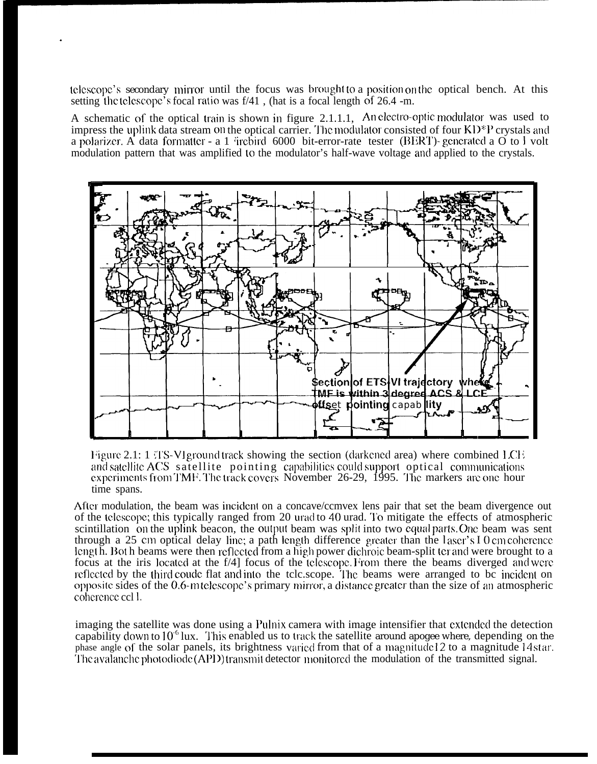telescope's secondary mirror until the focus was brought to a position on the optical bench. At this setting the telescope's focal ratio was f/41, that is a focal length of 26.4 -m.

A schematic of the optical train is shown in figure 2.1.1.1, An electro-optic modulator was used to impress the uplink data stream on the optical carrier. The modulator consisted of four KD*P crystals and a polarizer. A data formatter - a Firebird 6000 bit-error-rate tester (BERT)- generated a 0 to 1 volt modulation pattern that was amplified to the modulator's half-wave voltage and applied to the crystals.

Section of ETS-VI trajectory where TMF is within 3 degree ACS & LCE offset pointing capability

Figure 2.1: ETS-VI ground track showing the section (darkened area) where combined LCE and satellite ACS satellite pointing capabilities could support optical communications experiments from TMF. The track covers November 26-29, 1995. The markers are one hour time spans.

After modulation, the beam was incident on a concave/convex lens pair that set the beam divergence out of the telescope; this typically ranged from 20 urad to 40 urad. To mitigate the effects of atmospheric scintillation on the uplink beacon, the output beam was split into two equal parts. One beam was sent through a 25 cm optical delay line; a path length difference greater than the laser's 10 cm coherence length. Both beams were then reflected from a high power dichroic beam-splitter and were brought to a focus at the iris located at the f/41 focus of the telescope. From there the beams diverged and were reflected by the third coude flat and into the telescope. The beams were arranged to be incident on opposite sides of the 0.6-m telescope's primary mirror, a distance greater than the size of an atmospheric coherence cell.

imaging the satellite was done using a Pulnix camera with image intensifier that extended the detection capability down to $10^{-6}$ lux. This enabled us to track the satellite around apogee where, depending on the phase angle of the solar panels, its brightness varied from that of a magnitude 12 to a magnitude 14 star. The avalanche photodiode (APD) transmit detector monitored the modulation of the transmitted signal.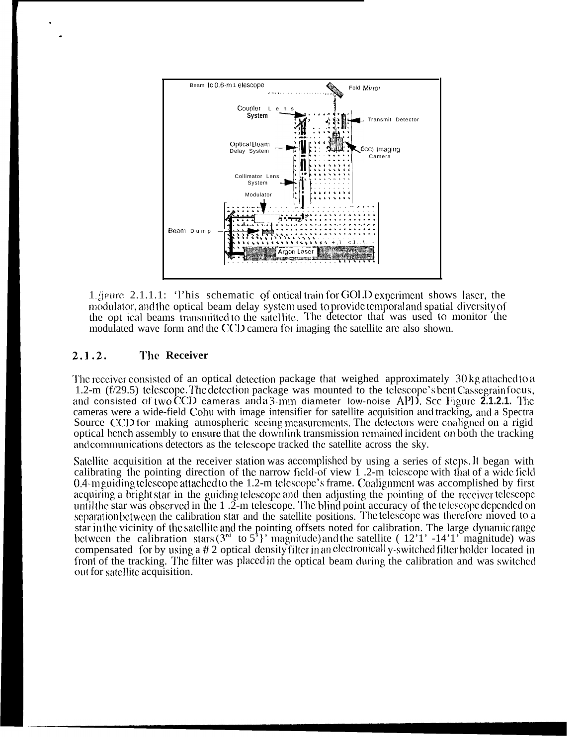Beam to 0.6-m Telescope

Fold Mirror

Coupler Lens System

Transmit Detector

Optical Beam Delay System

CCD Imaging Camera

Collimator Lens System

Modulator

Beam Dump

Argon Laser

Figure 2.1.1.1: This schematic of optical train for GOLD experiment shows laser, the modulator, and the optical beam delay system used to provide temporal and spatial diversity of the optical beams transmitted to the satellite. The detector that was used to monitor the modulated wave form and the CCD camera for imaging the satellite are also shown.

### 2.1.2. The Receiver

The receiver consisted of an optical detection package that weighed approximately 30 kg attached to a 1.2-m (f/29.5) telescope. The detection package was mounted to the telescope's bent Cassegrain focus, and consisted of two CCD cameras and a 3-mm diameter low-noise APD. See Figure 2.1.2.1. The cameras were a wide-field Cohu with image intensifier for satellite acquisition and tracking, and a Spectra Source CCD for making atmospheric seeing measurements. The detectors were coaligned on a rigid optical bench assembly to ensure that the downlink transmission remained incident on both the tracking and communications detectors as the telescope tracked the satellite across the sky.

Satellite acquisition at the receiver station was accomplished by using a series of steps. It began with calibrating the pointing direction of the narrow field-of view 1.2-m telescope with that of a wide field 0.4-m guiding telescope attached to the 1.2-m telescope's frame. Coalignment was accomplished by first acquiring a bright star in the guiding telescope and then adjusting the pointing of the receiver telescope until the star was observed in the 1.2-m telescope. The blind point accuracy of the telescope depended on separation between the calibration star and the satellite positions. The telescope was therefore moved to a star in the vicinity of the satellite and the pointing offsets noted for calibration. The large dynamic range between the calibration stars (3rd to 5th magnitude) and the satellite (12th -14th magnitude) was compensated for by using a #2 optical density filter in an electronically-switched filter holder located in front of the tracking. The filter was placed in the optical beam during the calibration and was switched out for satellite acquisition.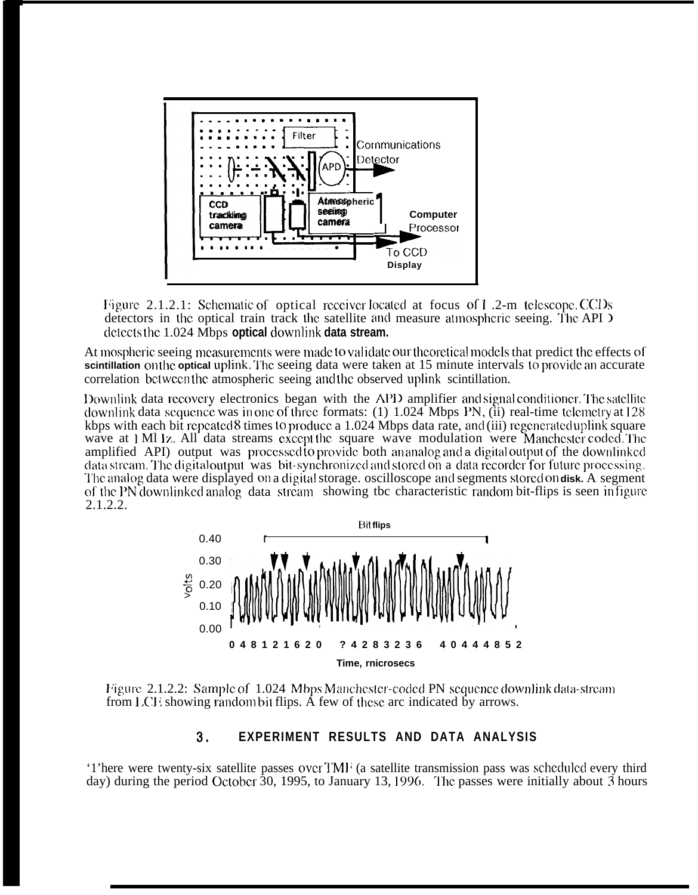Filter

Communications Detector

APD

CCD tracking camera

Atmospheric seeing camera

Computer Processor

To CCD Display

Figure 2.1.2.1: Schematic of optical receiver located at focus of 1.2-m telescope. CCDs detectors in the optical train track the satellite and measure atmospheric seeing. The APD detects the 1.024 Mbps optical downlink data stream.

Atmospheric seeing measurements were made to validate our theoretical models that predict the effects of scintillation on the optical uplink. The seeing data were taken at 15 minute intervals to provide an accurate correlation between the atmospheric seeing and the observed uplink scintillation.

Downlink data recovery electronics began with the APD amplifier and signal conditioner. The satellite downlink data sequence was in one of three formats: (1) 1.024 Mbps PN, (ii) real-time telemetry at 128 kbps with each bit repeated 8 times to produce a 1.024 Mbps data rate, and (iii) regenerated uplink square wave at 1 MHz. All data streams except the square wave modulation were Manchester coded. The amplified APD output was processed to provide both an analog and a digital output of the downlinked data stream. The digital output was bit-synchronized and stored on a data recorder for future processing. The analog data were displayed on a digital storage. oscilloscope and segments stored on disk. A segment of the PN downlinked analog data stream showing the characteristic random bit-flips is seen in figure 2.1.2.2.

Bit flips

0.40

0.30

0.20

0.10

0.00

volts

0 4 8 12 16 20 ? 4 28 32 36 40 44 48 52

Time, microsecs

Figure 2.1.2.2: Sample of 1.024 Mbps Manchester-coded PN sequence downlink data-stream from LCE showing random bit flips. A few of these are indicated by arrows.

## 3. EXPERIMENT RESULTS AND DATA ANALYSIS

There were twenty-six satellite passes over TMF (a satellite transmission pass was scheduled every third day) during the period October 30, 1995, to January 13, 1996. The passes were initially about 3 hours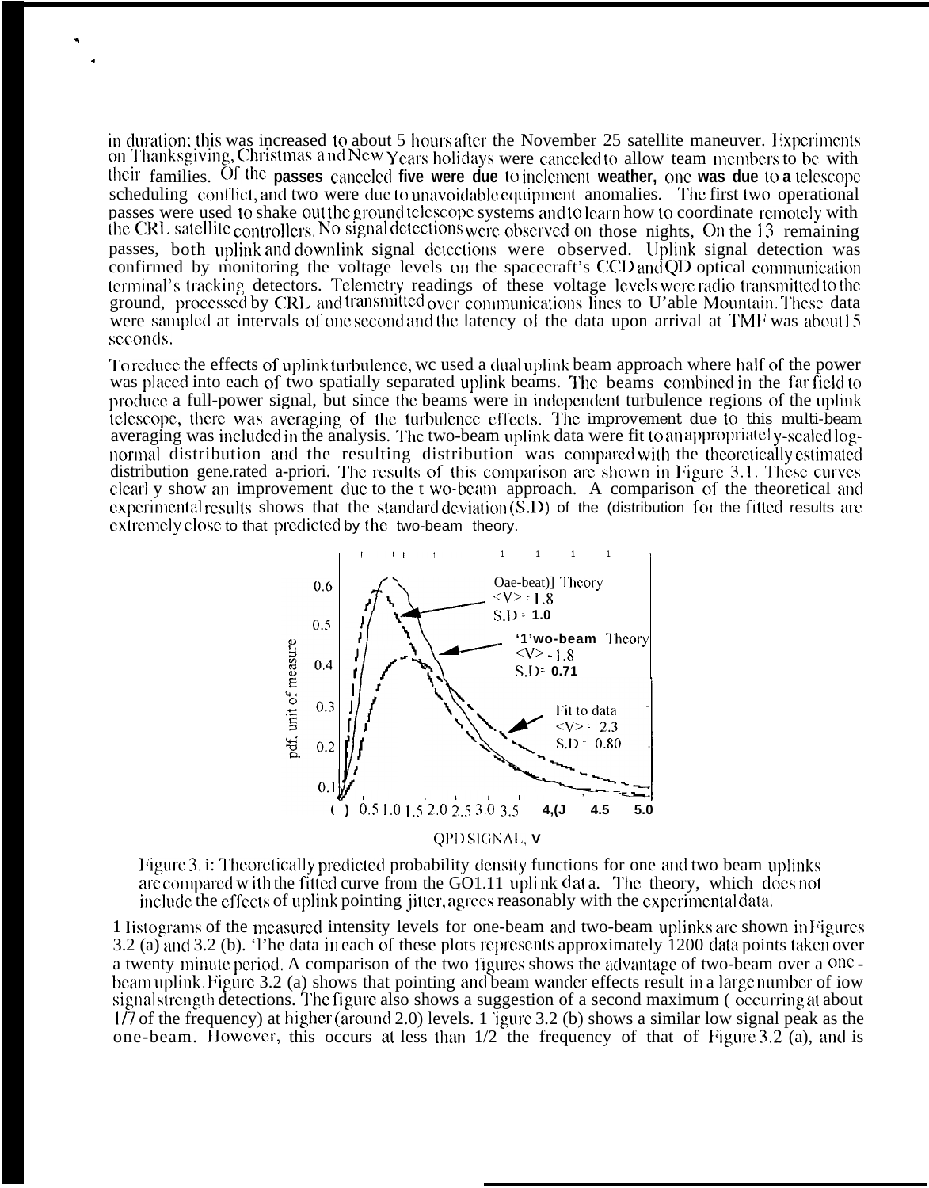in duration; this was increased to about 5 hours after the November 25 satellite maneuver. Experiments on Thanksgiving, Christmas and New Years holidays were canceled to allow team members to be with their families. Of the passes canceled five were due to inclement weather, one was due to a telescope scheduling conflict, and two were due to unavoidable equipment anomalies. The first two operational passes were used to shake out the ground telescope systems and to learn how to coordinate remotely with the CRL satellite controllers. No signal detections were observed on those nights, On the 13 remaining passes, both uplink and downlink signal detections were observed. Uplink signal detection was confirmed by monitoring the voltage levels on the spacecraft's CCD and QD optical communication terminal's tracking detectors. Telemetry readings of these voltage levels were radio-transmitted to the ground, processed by CRL and transmitted over communications lines to U'able Mountain. These data were sampled at intervals of one second and the latency of the data upon arrival at TMF was about 15 seconds.

To reduce the effects of uplink turbulence, we used a dual uplink beam approach where half of the power was placed into each of two spatially separated uplink beams. The beams combined in the far field to produce a full-power signal, but since the beams were in independent turbulence regions of the uplink telescope, there was averaging of the turbulence effects. The improvement due to this multi-beam averaging was included in the analysis. The two-beam uplink data were fit to an appropriately-scaled log-normal distribution and the resulting distribution was compared with the theoretically estimated distribution generated a-priori. The results of this comparison are shown in Figure 3.1. These curves clearly show an improvement due to the two-beam approach. A comparison of the theoretical and experimental results shows that the standard deviation (S.D) of the (distribution for the fitted results are extremely close to that predicted by the two-beam theory.

One-beam Theory
<V> = 1.8
S.D = 1.0

Two-beam Theory
<V> = 1.8
S.D = 0.71

Fit to data
<V> = 2.3
S.D = 0.80

pdf, unit of measure

0.6
0.5
0.4
0.3
0.2
0.1

0 0.5 1.0 1.5 2.0 2.5 3.0 3.5 4.0 4.5 5.0

QPD SIGNAL, V

Figure 3.1: Theoretically predicted probability density functions for one and two beam uplinks are compared with the fitted curve from the GOLD uplink data. The theory, which does not include the effects of uplink pointing jitter, agrees reasonably with the experimental data.

Histograms of the measured intensity levels for one-beam and two-beam uplinks are shown in Figures 3.2 (a) and 3.2 (b). The data in each of these plots represents approximately 1200 data points taken over a twenty minute period. A comparison of the two figures shows the advantage of two-beam over a one-beam uplink. Figure 3.2 (a) shows that pointing and beam wander effects result in a large number of low signal strength detections. The figure also shows a suggestion of a second maximum ( occurring at about 1/7 of the frequency) at higher (around 2.0) levels. Figure 3.2 (b) shows a similar low signal peak as the one-beam. However, this occurs at less than 1/2 the frequency of that of Figure 3.2 (a), and is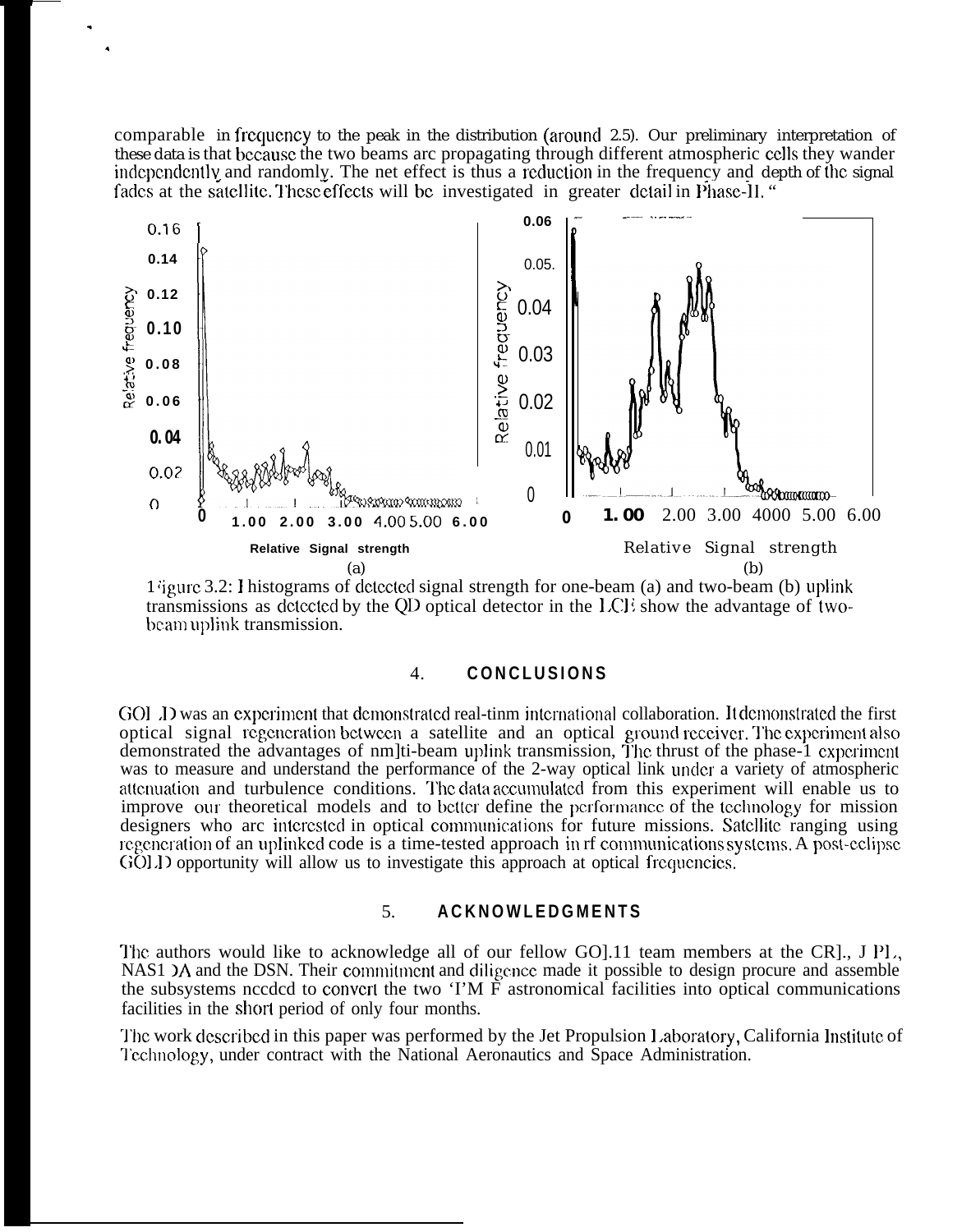comparable in frequency to the peak in the distribution (around 2.5). Our preliminary interpretation of these data is that because the two beams are propagating through different atmospheric cells they wander independently and randomly. The net effect is thus a reduction in the frequency and depth of the signal fades at the satellite. These effects will be investigated in greater detail in Phase-II."

Relative frequency

0.16
0.14
0.12
0.10
0.08
0.06
0.04
0.02
0

0 1.00 2.00 3.00 4.00 5.00 6.00

Relative Signal strength

(a)

Relative frequency

0.06
0.05
0.04
0.03
0.02
0.01
0

0 1.00 2.00 3.00 4000 5.00 6.00

Relative Signal strength

(b)

Figure 3.2: I histograms of detected signal strength for one-beam (a) and two-beam (b) uplink transmissions as detected by the QD optical detector in the LCE show the advantage of two-beam uplink transmission.

## 4. CONCLUSIONS

GOLD was an experiment that demonstrated real-tinm international collaboration. It demonstrated the first optical signal regeneration between a satellite and an optical ground receiver. The experiment also demonstrated the advantages of multi-beam uplink transmission, The thrust of the phase-1 experiment was to measure and understand the performance of the 2-way optical link under a variety of atmospheric attenuation and turbulence conditions. The data accumulated from this experiment will enable us to improve our theoretical models and to better define the performance of the technology for mission designers who are interested in optical communications for future missions. Satellite ranging using regeneration of an uplinked code is a time-tested approach in rf communications systems. A post-eclipse GOLD opportunity will allow us to investigate this approach at optical frequencies.

## 5. ACKNOWLEDGMENTS

The authors would like to acknowledge all of our fellow GOLD team members at the CRL, JPL, NASDA and the DSN. Their commitment and diligence made it possible to design procure and assemble the subsystems needed to convert the two 'TMF astronomical facilities into optical communications facilities in the short period of only four months.

The work described in this paper was performed by the Jet Propulsion Laboratory, California Institute of Technology, under contract with the National Aeronautics and Space Administration.